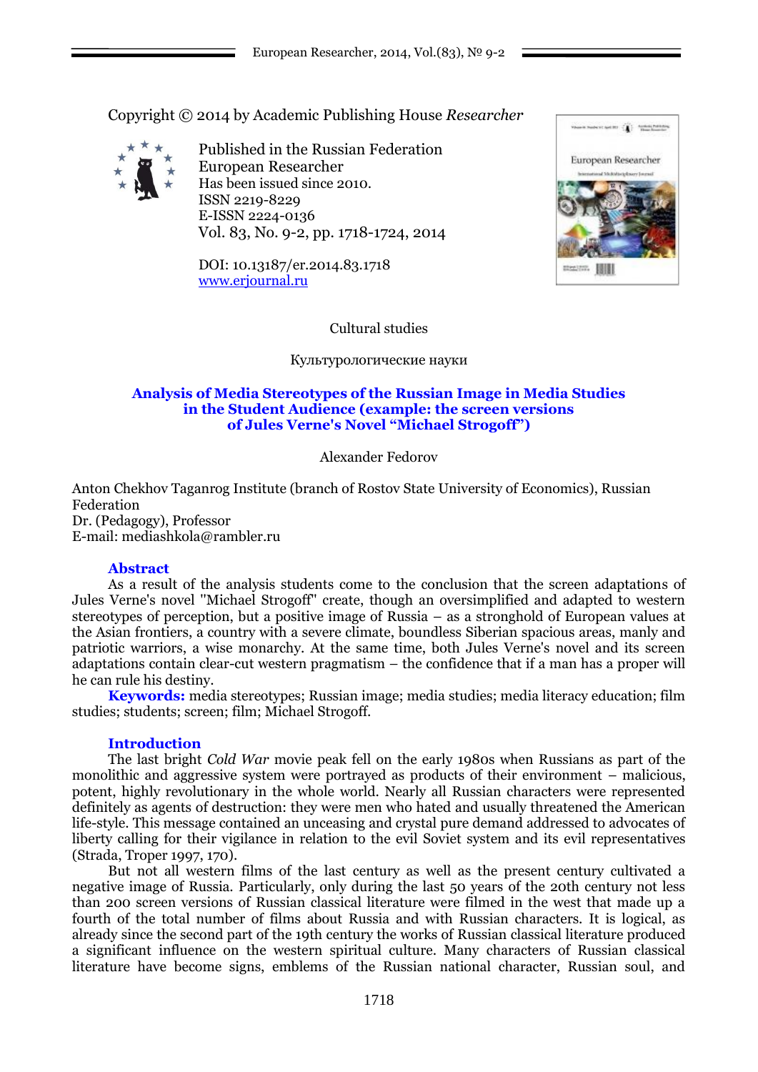Copyright © 2014 by Academic Publishing House *Researcher*

Published in the Russian Federation
European Researcher
Has been issued since 2010.
ISSN 2219-8229
E-ISSN 2224-0136
Vol. 83, No. 9-2, pp. 1718-1724, 2014

DOI: 10.13187/er.2014.83.1718
www.erjournal.ru

Cultural studies

Культурологические науки

# Analysis of Media Stereotypes of the Russian Image in Media Studies in the Student Audience (example: the screen versions of Jules Verne's Novel "Michael Strogoff")

Alexander Fedorov

Anton Chekhov Taganrog Institute (branch of Rostov State University of Economics), Russian Federation
Dr. (Pedagogy), Professor
E-mail: mediashkola@rambler.ru

**Abstract**

As a result of the analysis students come to the conclusion that the screen adaptations of Jules Verne's novel "Michael Strogoff" create, though an oversimplified and adapted to western stereotypes of perception, but a positive image of Russia – as a stronghold of European values at the Asian frontiers, a country with a severe climate, boundless Siberian spacious areas, manly and patriotic warriors, a wise monarchy. At the same time, both Jules Verne's novel and its screen adaptations contain clear-cut western pragmatism – the confidence that if a man has a proper will he can rule his destiny.

**Keywords:** media stereotypes; Russian image; media studies; media literacy education; film studies; students; screen; film; Michael Strogoff.

## Introduction

The last bright *Cold War* movie peak fell on the early 1980s when Russians as part of the monolithic and aggressive system were portrayed as products of their environment – malicious, potent, highly revolutionary in the whole world. Nearly all Russian characters were represented definitely as agents of destruction: they were men who hated and usually threatened the American life-style. This message contained an unceasing and crystal pure demand addressed to advocates of liberty calling for their vigilance in relation to the evil Soviet system and its evil representatives (Strada, Troper 1997, 170).

But not all western films of the last century as well as the present century cultivated a negative image of Russia. Particularly, only during the last 50 years of the 20th century not less than 200 screen versions of Russian classical literature were filmed in the west that made up a fourth of the total number of films about Russia and with Russian characters. It is logical, as already since the second part of the 19th century the works of Russian classical literature produced a significant influence on the western spiritual culture. Many characters of Russian classical literature have become signs, emblems of the Russian national character, Russian soul, and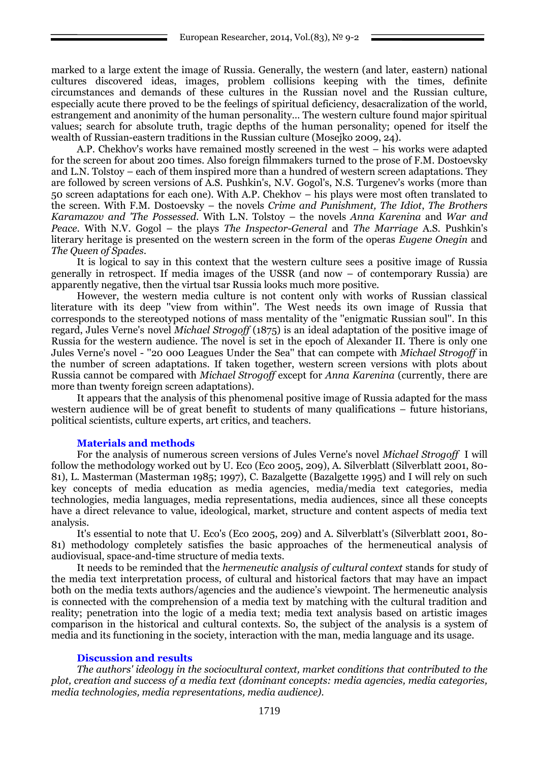marked to a large extent the image of Russia. Generally, the western (and later, eastern) national cultures discovered ideas, images, problem collisions keeping with the times, definite circumstances and demands of these cultures in the Russian novel and the Russian culture, especially acute there proved to be the feelings of spiritual deficiency, desacralization of the world, estrangement and anonimity of the human personality… The western culture found major spiritual values; search for absolute truth, tragic depths of the human personality; opened for itself the wealth of Russian-eastern traditions in the Russian culture (Mosejko 2009, 24).

A.P. Chekhov's works have remained mostly screened in the west – his works were adapted for the screen for about 200 times. Also foreign filmmakers turned to the prose of F.M. Dostoevsky and L.N. Tolstoy – each of them inspired more than a hundred of western screen adaptations. They are followed by screen versions of A.S. Pushkin's, N.V. Gogol's, N.S. Turgenev's works (more than 50 screen adaptations for each one). With A.P. Chekhov – his plays were most often translated to the screen. With F.M. Dostoevsky – the novels *Crime and Punishment, The Idiot*, *The Brothers Karamazov and 'The Possessed*. With L.N. Tolstoy – the novels *Anna Karenina* and *War and Peace*. With N.V. Gogol – the plays *The Inspector-General* and *The Marriage* A.S. Pushkin's literary heritage is presented on the western screen in the form of the operas *Eugene Onegin* and *The Queen of Spades*.

It is logical to say in this context that the western culture sees a positive image of Russia generally in retrospect. If media images of the USSR (and now – of contemporary Russia) are apparently negative, then the virtual tsar Russia looks much more positive.

However, the western media culture is not content only with works of Russian classical literature with its deep "view from within". The West needs its own image of Russia that corresponds to the stereotyped notions of mass mentality of the "enigmatic Russian soul". In this regard, Jules Verne's novel *Michael Strogoff* (1875) is an ideal adaptation of the positive image of Russia for the western audience. The novel is set in the epoch of Alexander II. There is only one Jules Verne's novel - "20 000 Leagues Under the Sea" that can compete with *Michael Strogoff* in the number of screen adaptations. If taken together, western screen versions with plots about Russia cannot be compared with *Michael Strogoff* except for *Anna Karenina* (currently, there are more than twenty foreign screen adaptations).

It appears that the analysis of this phenomenal positive image of Russia adapted for the mass western audience will be of great benefit to students of many qualifications – future historians, political scientists, culture experts, art critics, and teachers.

## Materials and methods

For the analysis of numerous screen versions of Jules Verne's novel *Michael Strogoff* I will follow the methodology worked out by U. Eco (Eco 2005, 209), A. Silverblatt (Silverblatt 2001, 80-81), L. Masterman (Masterman 1985; 1997), C. Bazalgette (Bazalgette 1995) and I will rely on such key concepts of media education as media agencies, media/media text categories, media technologies, media languages, media representations, media audiences, since all these concepts have a direct relevance to value, ideological, market, structure and content aspects of media text analysis.

It's essential to note that U. Eco's (Eco 2005, 209) and A. Silverblatt's (Silverblatt 2001, 80-81) methodology completely satisfies the basic approaches of the hermeneutical analysis of audiovisual, space-and-time structure of media texts.

It needs to be reminded that the *hermeneutic analysis of cultural context* stands for study of the media text interpretation process, of cultural and historical factors that may have an impact both on the media texts authors/agencies and the audience's viewpoint. The hermeneutic analysis is connected with the comprehension of a media text by matching with the cultural tradition and reality; penetration into the logic of a media text; media text analysis based on artistic images comparison in the historical and cultural contexts. So, the subject of the analysis is a system of media and its functioning in the society, interaction with the man, media language and its usage.

## Discussion and results

*The authors' ideology in the sociocultural context, market conditions that contributed to the plot, creation and success of a media text (dominant concepts: media agencies, media categories, media technologies, media representations, media audience).*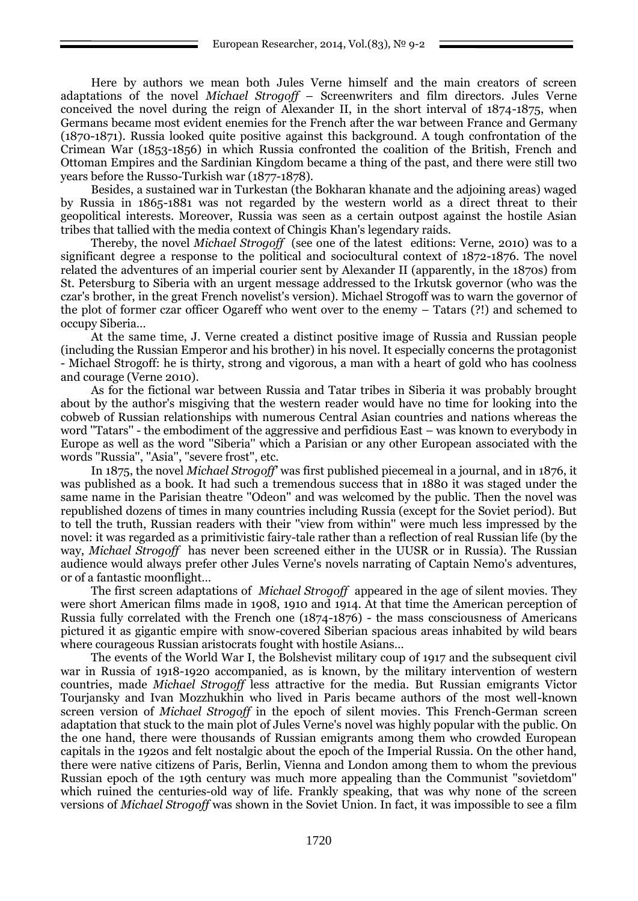Here by authors we mean both Jules Verne himself and the main creators of screen adaptations of the novel *Michael Strogoff* – Screenwriters and film directors. Jules Verne conceived the novel during the reign of Alexander II, in the short interval of 1874-1875, when Germans became most evident enemies for the French after the war between France and Germany (1870-1871). Russia looked quite positive against this background. A tough confrontation of the Crimean War (1853-1856) in which Russia confronted the coalition of the British, French and Ottoman Empires and the Sardinian Kingdom became a thing of the past, and there were still two years before the Russo-Turkish war (1877-1878).

Besides, a sustained war in Turkestan (the Bokharan khanate and the adjoining areas) waged by Russia in 1865-1881 was not regarded by the western world as a direct threat to their geopolitical interests. Moreover, Russia was seen as a certain outpost against the hostile Asian tribes that tallied with the media context of Chingis Khan's legendary raids.

Thereby, the novel *Michael Strogoff* (see one of the latest editions: Verne, 2010) was to a significant degree a response to the political and sociocultural context of 1872-1876. The novel related the adventures of an imperial courier sent by Alexander II (apparently, in the 1870s) from St. Petersburg to Siberia with an urgent message addressed to the Irkutsk governor (who was the czar's brother, in the great French novelist's version). Michael Strogoff was to warn the governor of the plot of former czar officer Ogareff who went over to the enemy – Tatars (?!) and schemed to occupy Siberia…

At the same time, J. Verne created a distinct positive image of Russia and Russian people (including the Russian Emperor and his brother) in his novel. It especially concerns the protagonist - Michael Strogoff: he is thirty, strong and vigorous, a man with a heart of gold who has coolness and courage (Verne 2010).

As for the fictional war between Russia and Tatar tribes in Siberia it was probably brought about by the author's misgiving that the western reader would have no time for looking into the cobweb of Russian relationships with numerous Central Asian countries and nations whereas the word "Tatars" - the embodiment of the aggressive and perfidious East – was known to everybody in Europe as well as the word "Siberia" which a Parisian or any other European associated with the words "Russia", "Asia", "severe frost", etc.

In 1875, the novel *Michael Strogoff* was first published piecemeal in a journal, and in 1876, it was published as a book. It had such a tremendous success that in 1880 it was staged under the same name in the Parisian theatre "Odeon" and was welcomed by the public. Then the novel was republished dozens of times in many countries including Russia (except for the Soviet period). But to tell the truth, Russian readers with their "view from within" were much less impressed by the novel: it was regarded as a primitivistic fairy-tale rather than a reflection of real Russian life (by the way, *Michael Strogoff* has never been screened either in the UUSR or in Russia). The Russian audience would always prefer other Jules Verne's novels narrating of Captain Nemo's adventures, or of a fantastic moonflight…

The first screen adaptations of *Michael Strogoff* appeared in the age of silent movies. They were short American films made in 1908, 1910 and 1914. At that time the American perception of Russia fully correlated with the French one (1874-1876) - the mass consciousness of Americans pictured it as gigantic empire with snow-covered Siberian spacious areas inhabited by wild bears where courageous Russian aristocrats fought with hostile Asians…

The events of the World War I, the Bolshevist military coup of 1917 and the subsequent civil war in Russia of 1918-1920 accompanied, as is known, by the military intervention of western countries, made *Michael Strogoff* less attractive for the media. But Russian emigrants Victor Tourjansky and Ivan Mozzhukhin who lived in Paris became authors of the most well-known screen version of *Michael Strogoff* in the epoch of silent movies. This French-German screen adaptation that stuck to the main plot of Jules Verne's novel was highly popular with the public. On the one hand, there were thousands of Russian emigrants among them who crowded European capitals in the 1920s and felt nostalgic about the epoch of the Imperial Russia. On the other hand, there were native citizens of Paris, Berlin, Vienna and London among them to whom the previous Russian epoch of the 19th century was much more appealing than the Communist "sovietdom" which ruined the centuries-old way of life. Frankly speaking, that was why none of the screen versions of *Michael Strogoff* was shown in the Soviet Union. In fact, it was impossible to see a film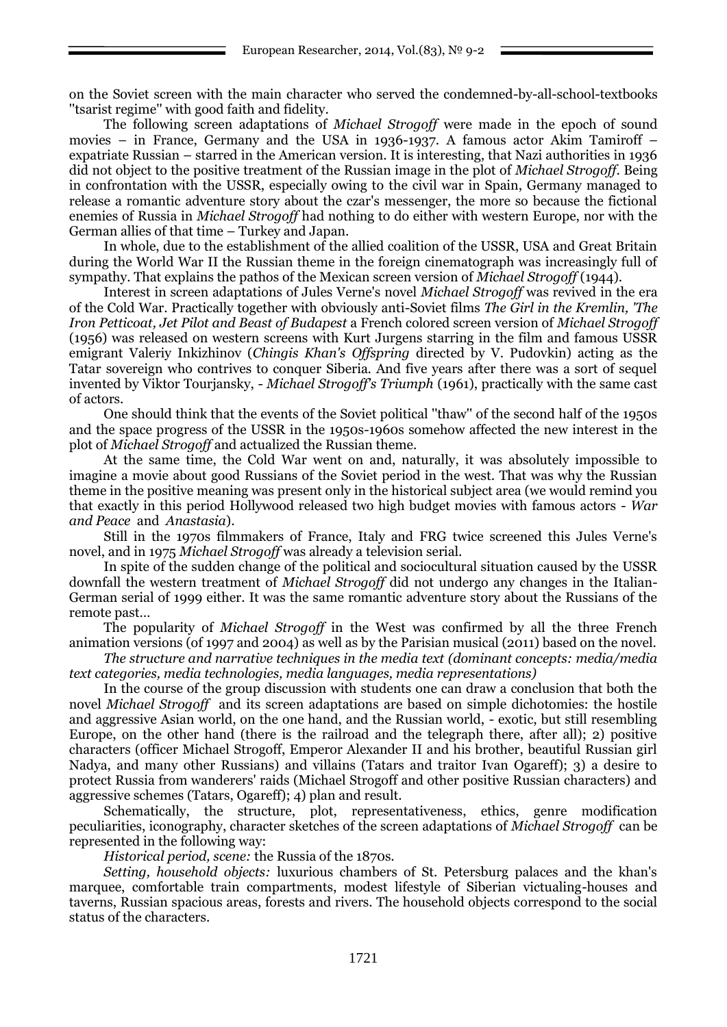on the Soviet screen with the main character who served the condemned-by-all-school-textbooks "tsarist regime" with good faith and fidelity.

The following screen adaptations of *Michael Strogoff* were made in the epoch of sound movies – in France, Germany and the USA in 1936-1937. A famous actor Akim Tamiroff – expatriate Russian – starred in the American version. It is interesting, that Nazi authorities in 1936 did not object to the positive treatment of the Russian image in the plot of *Michael Strogoff*. Being in confrontation with the USSR, especially owing to the civil war in Spain, Germany managed to release a romantic adventure story about the czar's messenger, the more so because the fictional enemies of Russia in *Michael Strogoff* had nothing to do either with western Europe, nor with the German allies of that time – Turkey and Japan.

In whole, due to the establishment of the allied coalition of the USSR, USA and Great Britain during the World War II the Russian theme in the foreign cinematograph was increasingly full of sympathy. That explains the pathos of the Mexican screen version of *Michael Strogoff* (1944).

Interest in screen adaptations of Jules Verne's novel *Michael Strogoff* was revived in the era of the Cold War. Practically together with obviously anti-Soviet films *The Girl in the Kremlin, 'The Iron Petticoat, Jet Pilot and Beast of Budapest* a French colored screen version of *Michael Strogoff* (1956) was released on western screens with Kurt Jurgens starring in the film and famous USSR emigrant Valeriy Inkizhinov (*Chingis Khan's Offspring* directed by V. Pudovkin) acting as the Tatar sovereign who contrives to conquer Siberia. And five years after there was a sort of sequel invented by Viktor Tourjansky, - *Michael Strogoff's Triumph* (1961), practically with the same cast of actors.

One should think that the events of the Soviet political "thaw" of the second half of the 1950s and the space progress of the USSR in the 1950s-1960s somehow affected the new interest in the plot of *Michael Strogoff* and actualized the Russian theme.

At the same time, the Cold War went on and, naturally, it was absolutely impossible to imagine a movie about good Russians of the Soviet period in the west. That was why the Russian theme in the positive meaning was present only in the historical subject area (we would remind you that exactly in this period Hollywood released two high budget movies with famous actors - *War and Peace* and *Anastasia*).

Still in the 1970s filmmakers of France, Italy and FRG twice screened this Jules Verne's novel, and in 1975 *Michael Strogoff* was already a television serial.

In spite of the sudden change of the political and sociocultural situation caused by the USSR downfall the western treatment of *Michael Strogoff* did not undergo any changes in the Italian-German serial of 1999 either. It was the same romantic adventure story about the Russians of the remote past…

The popularity of *Michael Strogoff* in the West was confirmed by all the three French animation versions (of 1997 and 2004) as well as by the Parisian musical (2011) based on the novel.

*The structure and narrative techniques in the media text (dominant concepts: media/media text categories, media technologies, media languages, media representations)*

In the course of the group discussion with students one can draw a conclusion that both the novel *Michael Strogoff* and its screen adaptations are based on simple dichotomies: the hostile and aggressive Asian world, on the one hand, and the Russian world, - exotic, but still resembling Europe, on the other hand (there is the railroad and the telegraph there, after all); 2) positive characters (officer Michael Strogoff, Emperor Alexander II and his brother, beautiful Russian girl Nadya, and many other Russians) and villains (Tatars and traitor Ivan Ogareff); 3) a desire to protect Russia from wanderers' raids (Michael Strogoff and other positive Russian characters) and aggressive schemes (Tatars, Ogareff); 4) plan and result.

Schematically, the structure, plot, representativeness, ethics, genre modification peculiarities, iconography, character sketches of the screen adaptations of *Michael Strogoff* can be represented in the following way:

*Historical period, scene:* the Russia of the 1870s.

*Setting, household objects:* luxurious chambers of St. Petersburg palaces and the khan's marquee, comfortable train compartments, modest lifestyle of Siberian victualing-houses and taverns, Russian spacious areas, forests and rivers. The household objects correspond to the social status of the characters.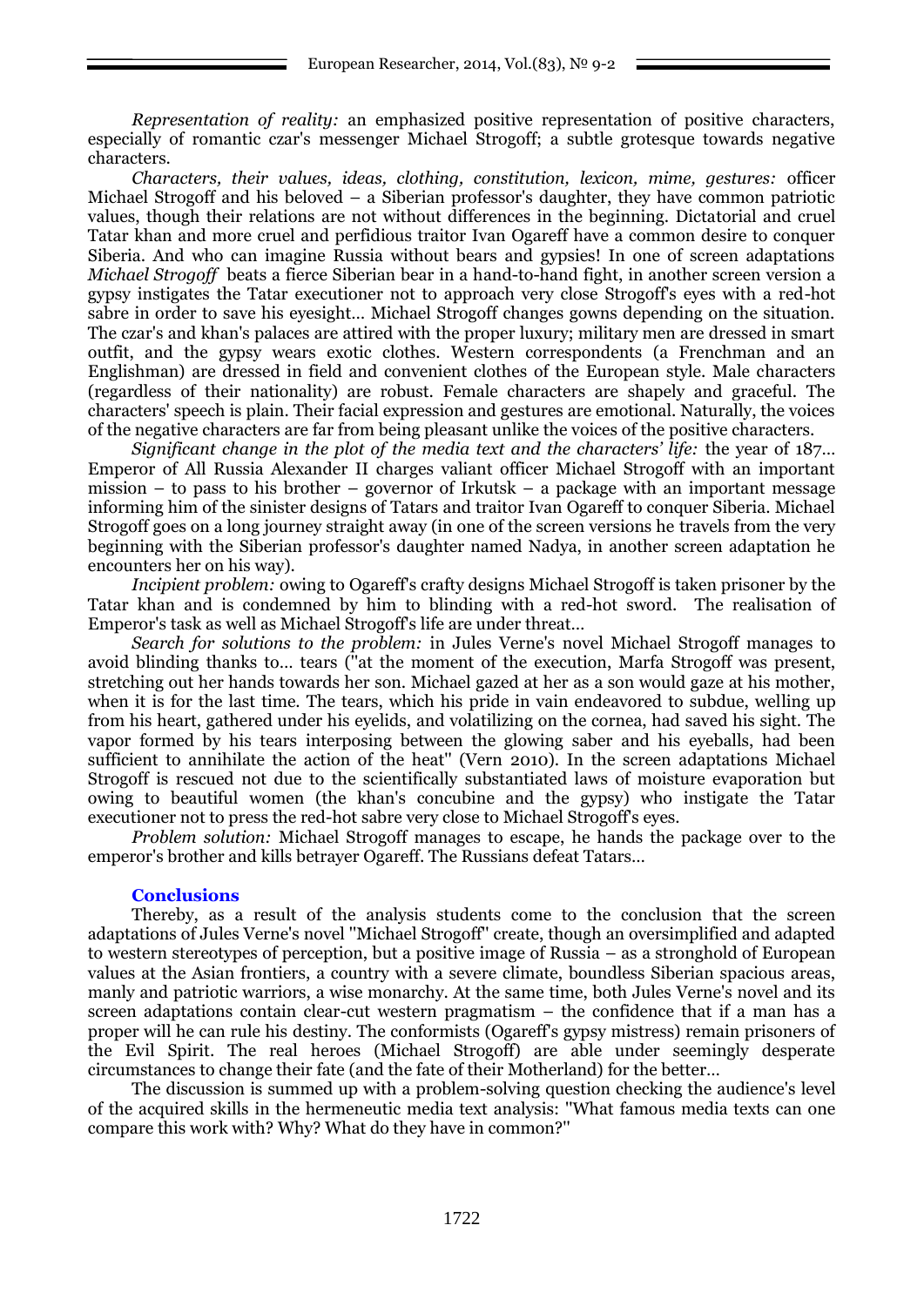*Representation of reality:* an emphasized positive representation of positive characters, especially of romantic czar's messenger Michael Strogoff; a subtle grotesque towards negative characters.

*Characters, their values, ideas, clothing, constitution, lexicon, mime, gestures:* officer Michael Strogoff and his beloved – a Siberian professor's daughter, they have common patriotic values, though their relations are not without differences in the beginning. Dictatorial and cruel Tatar khan and more cruel and perfidious traitor Ivan Ogareff have a common desire to conquer Siberia. And who can imagine Russia without bears and gypsies! In one of screen adaptations *Michael Strogoff* beats a fierce Siberian bear in a hand-to-hand fight, in another screen version a gypsy instigates the Tatar executioner not to approach very close Strogoff's eyes with a red-hot sabre in order to save his eyesight… Michael Strogoff changes gowns depending on the situation. The czar's and khan's palaces are attired with the proper luxury; military men are dressed in smart outfit, and the gypsy wears exotic clothes. Western correspondents (a Frenchman and an Englishman) are dressed in field and convenient clothes of the European style. Male characters (regardless of their nationality) are robust. Female characters are shapely and graceful. The characters' speech is plain. Their facial expression and gestures are emotional. Naturally, the voices of the negative characters are far from being pleasant unlike the voices of the positive characters.

*Significant change in the plot of the media text and the characters' life:* the year of 187… Emperor of All Russia Alexander II charges valiant officer Michael Strogoff with an important mission – to pass to his brother – governor of Irkutsk – a package with an important message informing him of the sinister designs of Tatars and traitor Ivan Ogareff to conquer Siberia. Michael Strogoff goes on a long journey straight away (in one of the screen versions he travels from the very beginning with the Siberian professor's daughter named Nadya, in another screen adaptation he encounters her on his way).

*Incipient problem:* owing to Ogareff's crafty designs Michael Strogoff is taken prisoner by the Tatar khan and is condemned by him to blinding with a red-hot sword. The realisation of Emperor's task as well as Michael Strogoff's life are under threat…

*Search for solutions to the problem:* in Jules Verne's novel Michael Strogoff manages to avoid blinding thanks to… tears ("at the moment of the execution, Marfa Strogoff was present, stretching out her hands towards her son. Michael gazed at her as a son would gaze at his mother, when it is for the last time. The tears, which his pride in vain endeavored to subdue, welling up from his heart, gathered under his eyelids, and volatilizing on the cornea, had saved his sight. The vapor formed by his tears interposing between the glowing saber and his eyeballs, had been sufficient to annihilate the action of the heat" (Vern 2010). In the screen adaptations Michael Strogoff is rescued not due to the scientifically substantiated laws of moisture evaporation but owing to beautiful women (the khan's concubine and the gypsy) who instigate the Tatar executioner not to press the red-hot sabre very close to Michael Strogoff's eyes.

*Problem solution:* Michael Strogoff manages to escape, he hands the package over to the emperor's brother and kills betrayer Ogareff. The Russians defeat Tatars…

## Conclusions

Thereby, as a result of the analysis students come to the conclusion that the screen adaptations of Jules Verne's novel "Michael Strogoff" create, though an oversimplified and adapted to western stereotypes of perception, but a positive image of Russia – as a stronghold of European values at the Asian frontiers, a country with a severe climate, boundless Siberian spacious areas, manly and patriotic warriors, a wise monarchy. At the same time, both Jules Verne's novel and its screen adaptations contain clear-cut western pragmatism – the confidence that if a man has a proper will he can rule his destiny. The conformists (Ogareff's gypsy mistress) remain prisoners of the Evil Spirit. The real heroes (Michael Strogoff) are able under seemingly desperate circumstances to change their fate (and the fate of their Motherland) for the better…

The discussion is summed up with a problem-solving question checking the audience's level of the acquired skills in the hermeneutic media text analysis: "What famous media texts can one compare this work with? Why? What do they have in common?"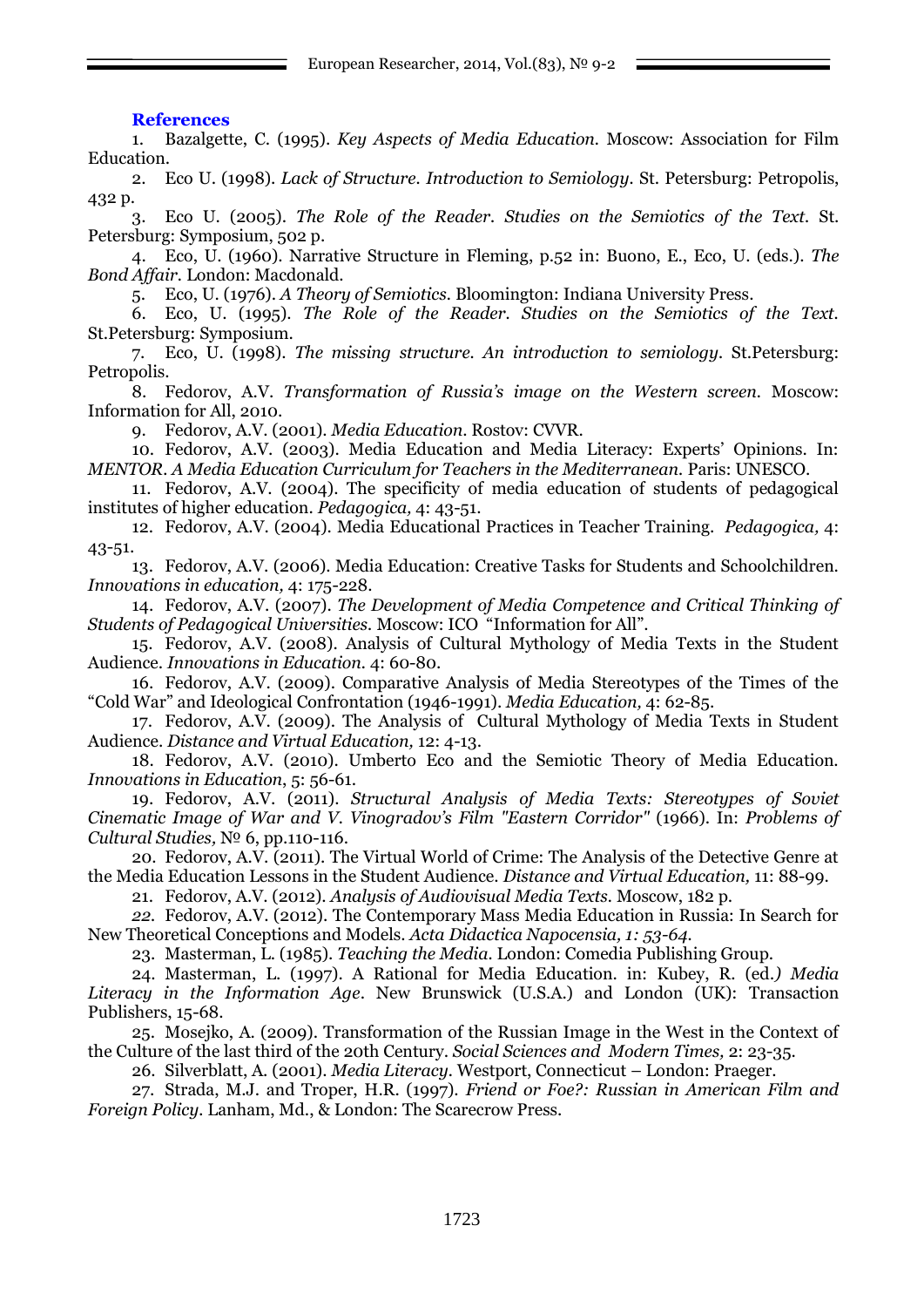## References

1. Bazalgette, C. (1995). *Key Aspects of Media Education.* Moscow: Association for Film Education.
2. Eco U. (1998). *Lack of Structure. Introduction to Semiology.* St. Petersburg: Petropolis, 432 p.
3. Eco U. (2005). *The Role of the Reader. Studies on the Semiotics of the Text.* St. Petersburg: Symposium, 502 p.
4. Eco, U. (1960). Narrative Structure in Fleming, p.52 in: Buono, E., Eco, U. (eds.). *The Bond Affair.* London: Macdonald.
5. Eco, U. (1976). *A Theory of Semiotics.* Bloomington: Indiana University Press.
6. Eco, U. (1995). *The Role of the Reader. Studies on the Semiotics of the Text.* St.Petersburg: Symposium.
7. Eco, U. (1998). *The missing structure. An introduction to semiology.* St.Petersburg: Petropolis.
8. Fedorov, A.V. *Transformation of Russia's image on the Western screen.* Moscow: Information for All, 2010.
9. Fedorov, A.V. (2001). *Media Education.* Rostov: CVVR.
10. Fedorov, A.V. (2003). Media Education and Media Literacy: Experts' Opinions. In: *MENTOR. A Media Education Curriculum for Teachers in the Mediterranean.* Paris: UNESCO.
11. Fedorov, A.V. (2004). The specificity of media education of students of pedagogical institutes of higher education. *Pedagogica,* 4: 43-51.
12. Fedorov, A.V. (2004). Media Educational Practices in Teacher Training. *Pedagogica,* 4: 43-51.
13. Fedorov, A.V. (2006). Media Education: Creative Tasks for Students and Schoolchildren. *Innovations in education,* 4: 175-228.
14. Fedorov, A.V. (2007). *The Development of Media Competence and Critical Thinking of Students of Pedagogical Universities.* Moscow: ICO "Information for All".
15. Fedorov, A.V. (2008). Analysis of Cultural Mythology of Media Texts in the Student Audience. *Innovations in Education.* 4: 60-80.
16. Fedorov, A.V. (2009). Comparative Analysis of Media Stereotypes of the Times of the "Cold War" and Ideological Confrontation (1946-1991). *Media Education,* 4: 62-85.
17. Fedorov, A.V. (2009). The Analysis of Cultural Mythology of Media Texts in Student Audience. *Distance and Virtual Education,* 12: 4-13.
18. Fedorov, A.V. (2010). Umberto Eco and the Semiotic Theory of Media Education. *Innovations in Education*, 5: 56-61.
19. Fedorov, A.V. (2011). *Structural Analysis of Media Texts: Stereotypes of Soviet Cinematic Image of War and V. Vinogradov's Film "Eastern Corridor"* (1966). In: *Problems of Cultural Studies,* № 6, pp.110-116.
20. Fedorov, A.V. (2011). The Virtual World of Crime: The Analysis of the Detective Genre at the Media Education Lessons in the Student Audience. *Distance and Virtual Education,* 11: 88-99.
21. Fedorov, A.V. (2012). *Analysis of Audiovisual Media Texts.* Moscow, 182 p.
22. Fedorov, A.V. (2012). The Contemporary Mass Media Education in Russia: In Search for New Theoretical Conceptions and Models. *Acta Didactica Napocensia, 1: 53-64.*
23. Masterman, L. (1985). *Teaching the Media.* London: Comedia Publishing Group.
24. Masterman, L. (1997). A Rational for Media Education. in: Kubey, R. (ed.*) Media Literacy in the Information Age*. New Brunswick (U.S.A.) and London (UK): Transaction Publishers, 15-68.
25. Mosejko, A. (2009). Transformation of the Russian Image in the West in the Context of the Culture of the last third of the 20th Century. *Social Sciences and Modern Times,* 2: 23-35.
26. Silverblatt, A. (2001). *Media Literacy*. Westport, Connecticut – London: Praeger.
27. Strada, M.J. and Troper, H.R. (1997). *Friend or Foe?: Russian in American Film and Foreign Policy.* Lanham, Md., & London: The Scarecrow Press.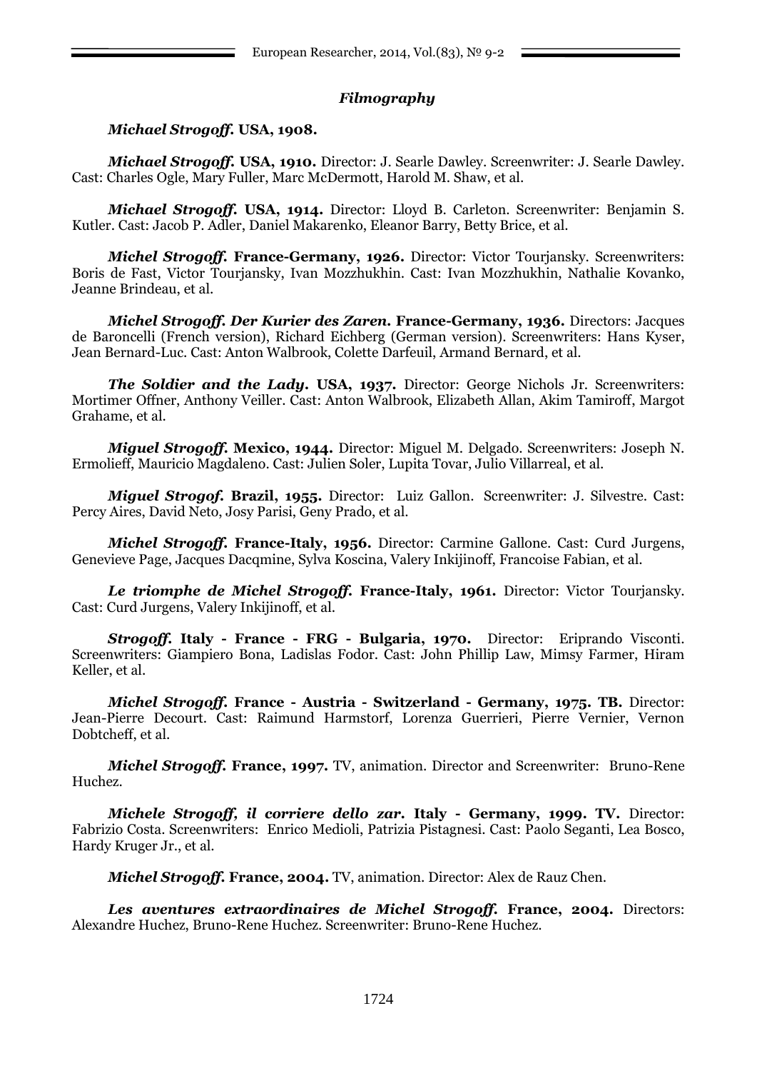### *Filmography*

***Michael Strogoff.*** **USA, 1908.**

***Michael Strogoff.*** **USA, 1910.** Director: J. Searle Dawley. Screenwriter: J. Searle Dawley. Cast: Charles Ogle, Mary Fuller, Marc McDermott, Harold M. Shaw, et al.

***Michael Strogoff.*** **USA, 1914.** Director: Lloyd B. Carleton. Screenwriter: Benjamin S. Kutler. Cast: Jacob P. Adler, Daniel Makarenko, Eleanor Barry, Betty Brice, et al.

***Michel Strogoff.*** **France-Germany, 1926.** Director: Victor Tourjansky. Screenwriters: Boris de Fast, Victor Tourjansky, Ivan Mozzhukhin. Cast: Ivan Mozzhukhin, Nathalie Kovanko, Jeanne Brindeau, et al.

***Michel Strogoff. Der Kurier des Zaren.*** **France-Germany, 1936.** Directors: Jacques de Baroncelli (French version), Richard Eichberg (German version). Screenwriters: Hans Kyser, Jean Bernard-Luc. Cast: Anton Walbrook, Colette Darfeuil, Armand Bernard, et al.

***The Soldier and the Lady.*** **USA, 1937.** Director: George Nichols Jr. Screenwriters: Mortimer Offner, Anthony Veiller. Cast: Anton Walbrook, Elizabeth Allan, Akim Tamiroff, Margot Grahame, et al.

***Miguel Strogoff.*** **Mexico, 1944.** Director: Miguel M. Delgado. Screenwriters: Joseph N. Ermolieff, Mauricio Magdaleno. Cast: Julien Soler, Lupita Tovar, Julio Villarreal, et al.

***Miguel Strogof.*** **Brazil, 1955.** Director: Luiz Gallon. Screenwriter: J. Silvestre. Cast: Percy Aires, David Neto, Josy Parisi, Geny Prado, et al.

***Michel Strogoff.*** **France-Italy, 1956.** Director: Carmine Gallone. Cast: Curd Jurgens, Genevieve Page, Jacques Dacqmine, Sylva Koscina, Valery Inkijinoff, Francoise Fabian, et al.

***Le triomphe de Michel Strogoff.*** **France-Italy, 1961.** Director: Victor Tourjansky. Cast: Curd Jurgens, Valery Inkijinoff, et al.

***Strogoff.*** **Italy - France - FRG - Bulgaria, 1970.** Director: Eriprando Visconti. Screenwriters: Giampiero Bona, Ladislas Fodor. Cast: John Phillip Law, Mimsy Farmer, Hiram Keller, et al.

***Michel Strogoff.*** **France - Austria - Switzerland - Germany, 1975. TB.** Director: Jean-Pierre Decourt. Cast: Raimund Harmstorf, Lorenza Guerrieri, Pierre Vernier, Vernon Dobtcheff, et al.

***Michel Strogoff.*** **France, 1997.** TV, animation. Director and Screenwriter: Bruno-Rene Huchez.

***Michele Strogoff, il corriere dello zar.*** **Italy - Germany, 1999. TV.** Director: Fabrizio Costa. Screenwriters: Enrico Medioli, Patrizia Pistagnesi. Cast: Paolo Seganti, Lea Bosco, Hardy Kruger Jr., et al.

***Michel Strogoff.*** **France, 2004.** TV, animation. Director: Alex de Rauz Chen.

***Les aventures extraordinaires de Michel Strogoff.*** **France, 2004.** Directors: Alexandre Huchez, Bruno-Rene Huchez. Screenwriter: Bruno-Rene Huchez.